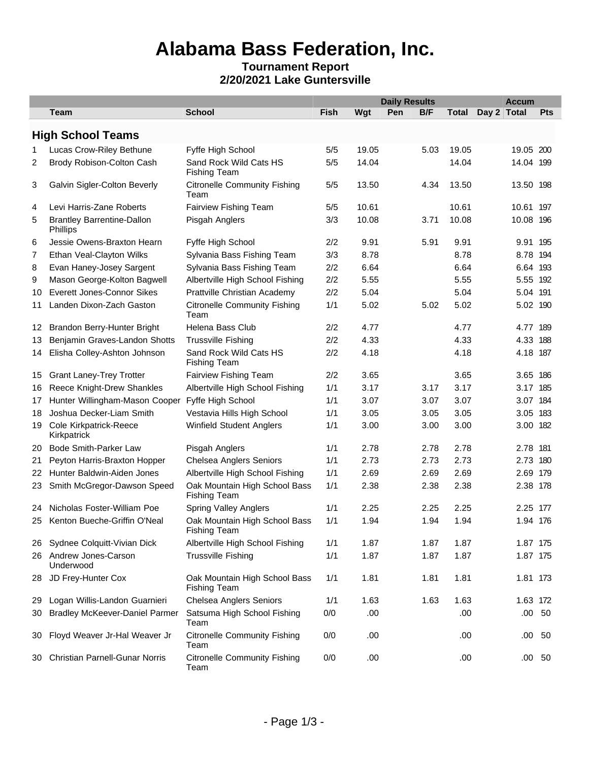# Alabama Bass Federation, Inc.

**Tournament Report**

**2/20/2021 Lake Guntersville**

| | | | Daily Results | | | | | | Accum | |
|---|---|---|---|---|---|---|---|---|---|---|
| | Team | School | Fish | Wgt | Pen | B/F | Total | Day 2 | Total | Pts |
| **High School Teams** | | | | | | | | | | |
| 1 | Lucas Crow-Riley Bethune | Fyffe High School | 5/5 | 19.05 | | 5.03 | 19.05 | | 19.05 | 200 |
| 2 | Brody Robison-Colton Cash | Sand Rock Wild Cats HS Fishing Team | 5/5 | 14.04 | | | 14.04 | | 14.04 | 199 |
| 3 | Galvin Sigler-Colton Beverly | Citronelle Community Fishing Team | 5/5 | 13.50 | | 4.34 | 13.50 | | 13.50 | 198 |
| 4 | Levi Harris-Zane Roberts | Fairview Fishing Team | 5/5 | 10.61 | | | 10.61 | | 10.61 | 197 |
| 5 | Brantley Barrentine-Dallon Phillips | Pisgah Anglers | 3/3 | 10.08 | | 3.71 | 10.08 | | 10.08 | 196 |
| 6 | Jessie Owens-Braxton Hearn | Fyffe High School | 2/2 | 9.91 | | 5.91 | 9.91 | | 9.91 | 195 |
| 7 | Ethan Veal-Clayton Wilks | Sylvania Bass Fishing Team | 3/3 | 8.78 | | | 8.78 | | 8.78 | 194 |
| 8 | Evan Haney-Josey Sargent | Sylvania Bass Fishing Team | 2/2 | 6.64 | | | 6.64 | | 6.64 | 193 |
| 9 | Mason George-Kolton Bagwell | Albertville High School Fishing | 2/2 | 5.55 | | | 5.55 | | 5.55 | 192 |
| 10 | Everett Jones-Connor Sikes | Prattville Christian Academy | 2/2 | 5.04 | | | 5.04 | | 5.04 | 191 |
| 11 | Landen Dixon-Zach Gaston | Citronelle Community Fishing Team | 1/1 | 5.02 | | 5.02 | 5.02 | | 5.02 | 190 |
| 12 | Brandon Berry-Hunter Bright | Helena Bass Club | 2/2 | 4.77 | | | 4.77 | | 4.77 | 189 |
| 13 | Benjamin Graves-Landon Shotts | Trussville Fishing | 2/2 | 4.33 | | | 4.33 | | 4.33 | 188 |
| 14 | Elisha Colley-Ashton Johnson | Sand Rock Wild Cats HS Fishing Team | 2/2 | 4.18 | | | 4.18 | | 4.18 | 187 |
| 15 | Grant Laney-Trey Trotter | Fairview Fishing Team | 2/2 | 3.65 | | | 3.65 | | 3.65 | 186 |
| 16 | Reece Knight-Drew Shankles | Albertville High School Fishing | 1/1 | 3.17 | | 3.17 | 3.17 | | 3.17 | 185 |
| 17 | Hunter Willingham-Mason Cooper | Fyffe High School | 1/1 | 3.07 | | 3.07 | 3.07 | | 3.07 | 184 |
| 18 | Joshua Decker-Liam Smith | Vestavia Hills High School | 1/1 | 3.05 | | 3.05 | 3.05 | | 3.05 | 183 |
| 19 | Cole Kirkpatrick-Reece Kirkpatrick | Winfield Student Anglers | 1/1 | 3.00 | | 3.00 | 3.00 | | 3.00 | 182 |
| 20 | Bode Smith-Parker Law | Pisgah Anglers | 1/1 | 2.78 | | 2.78 | 2.78 | | 2.78 | 181 |
| 21 | Peyton Harris-Braxton Hopper | Chelsea Anglers Seniors | 1/1 | 2.73 | | 2.73 | 2.73 | | 2.73 | 180 |
| 22 | Hunter Baldwin-Aiden Jones | Albertville High School Fishing | 1/1 | 2.69 | | 2.69 | 2.69 | | 2.69 | 179 |
| 23 | Smith McGregor-Dawson Speed | Oak Mountain High School Bass Fishing Team | 1/1 | 2.38 | | 2.38 | 2.38 | | 2.38 | 178 |
| 24 | Nicholas Foster-William Poe | Spring Valley Anglers | 1/1 | 2.25 | | 2.25 | 2.25 | | 2.25 | 177 |
| 25 | Kenton Bueche-Griffin O'Neal | Oak Mountain High School Bass Fishing Team | 1/1 | 1.94 | | 1.94 | 1.94 | | 1.94 | 176 |
| 26 | Sydnee Colquitt-Vivian Dick | Albertville High School Fishing | 1/1 | 1.87 | | 1.87 | 1.87 | | 1.87 | 175 |
| 26 | Andrew Jones-Carson Underwood | Trussville Fishing | 1/1 | 1.87 | | 1.87 | 1.87 | | 1.87 | 175 |
| 28 | JD Frey-Hunter Cox | Oak Mountain High School Bass Fishing Team | 1/1 | 1.81 | | 1.81 | 1.81 | | 1.81 | 173 |
| 29 | Logan Willis-Landon Guarnieri | Chelsea Anglers Seniors | 1/1 | 1.63 | | 1.63 | 1.63 | | 1.63 | 172 |
| 30 | Bradley McKeever-Daniel Parmer | Satsuma High School Fishing Team | 0/0 | .00 | | | .00 | | .00 | 50 |
| 30 | Floyd Weaver Jr-Hal Weaver Jr | Citronelle Community Fishing Team | 0/0 | .00 | | | .00 | | .00 | 50 |
| 30 | Christian Parnell-Gunar Norris | Citronelle Community Fishing Team | 0/0 | .00 | | | .00 | | .00 | 50 |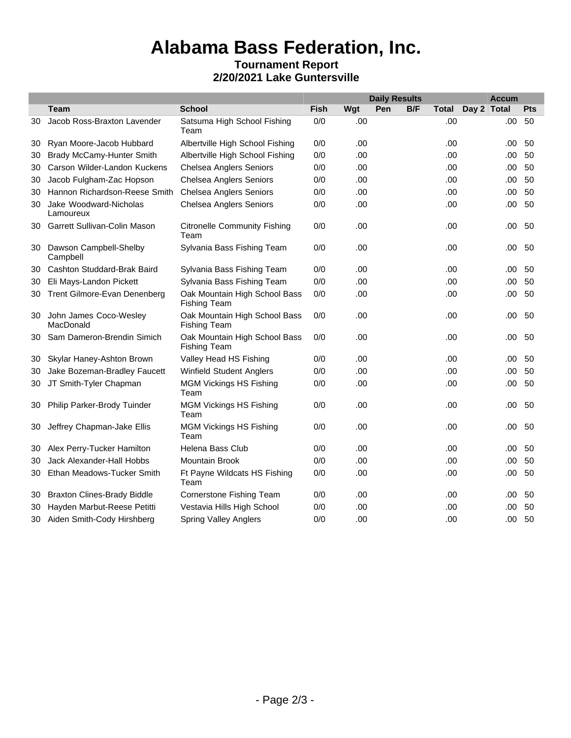# Alabama Bass Federation, Inc.

**Tournament Report**
**2/20/2021 Lake Guntersville**

| | | | Daily Results | | | | | | Accum | |
|---|---|---|---|---|---|---|---|---|---|---|
| | Team | School | Fish | Wgt | Pen | B/F | Total | Day 2 | Total | Pts |
| 30 | Jacob Ross-Braxton Lavender | Satsuma High School Fishing Team | 0/0 | .00 | | | .00 | | .00 | 50 |
| 30 | Ryan Moore-Jacob Hubbard | Albertville High School Fishing | 0/0 | .00 | | | .00 | | .00 | 50 |
| 30 | Brady McCamy-Hunter Smith | Albertville High School Fishing | 0/0 | .00 | | | .00 | | .00 | 50 |
| 30 | Carson Wilder-Landon Kuckens | Chelsea Anglers Seniors | 0/0 | .00 | | | .00 | | .00 | 50 |
| 30 | Jacob Fulgham-Zac Hopson | Chelsea Anglers Seniors | 0/0 | .00 | | | .00 | | .00 | 50 |
| 30 | Hannon Richardson-Reese Smith | Chelsea Anglers Seniors | 0/0 | .00 | | | .00 | | .00 | 50 |
| 30 | Jake Woodward-Nicholas Lamoureux | Chelsea Anglers Seniors | 0/0 | .00 | | | .00 | | .00 | 50 |
| 30 | Garrett Sullivan-Colin Mason | Citronelle Community Fishing Team | 0/0 | .00 | | | .00 | | .00 | 50 |
| 30 | Dawson Campbell-Shelby Campbell | Sylvania Bass Fishing Team | 0/0 | .00 | | | .00 | | .00 | 50 |
| 30 | Cashton Studdard-Brak Baird | Sylvania Bass Fishing Team | 0/0 | .00 | | | .00 | | .00 | 50 |
| 30 | Eli Mays-Landon Pickett | Sylvania Bass Fishing Team | 0/0 | .00 | | | .00 | | .00 | 50 |
| 30 | Trent Gilmore-Evan Denenberg | Oak Mountain High School Bass Fishing Team | 0/0 | .00 | | | .00 | | .00 | 50 |
| 30 | John James Coco-Wesley MacDonald | Oak Mountain High School Bass Fishing Team | 0/0 | .00 | | | .00 | | .00 | 50 |
| 30 | Sam Dameron-Brendin Simich | Oak Mountain High School Bass Fishing Team | 0/0 | .00 | | | .00 | | .00 | 50 |
| 30 | Skylar Haney-Ashton Brown | Valley Head HS Fishing | 0/0 | .00 | | | .00 | | .00 | 50 |
| 30 | Jake Bozeman-Bradley Faucett | Winfield Student Anglers | 0/0 | .00 | | | .00 | | .00 | 50 |
| 30 | JT Smith-Tyler Chapman | MGM Vickings HS Fishing Team | 0/0 | .00 | | | .00 | | .00 | 50 |
| 30 | Philip Parker-Brody Tuinder | MGM Vickings HS Fishing Team | 0/0 | .00 | | | .00 | | .00 | 50 |
| 30 | Jeffrey Chapman-Jake Ellis | MGM Vickings HS Fishing Team | 0/0 | .00 | | | .00 | | .00 | 50 |
| 30 | Alex Perry-Tucker Hamilton | Helena Bass Club | 0/0 | .00 | | | .00 | | .00 | 50 |
| 30 | Jack Alexander-Hall Hobbs | Mountain Brook | 0/0 | .00 | | | .00 | | .00 | 50 |
| 30 | Ethan Meadows-Tucker Smith | Ft Payne Wildcats HS Fishing Team | 0/0 | .00 | | | .00 | | .00 | 50 |
| 30 | Braxton Clines-Brady Biddle | Cornerstone Fishing Team | 0/0 | .00 | | | .00 | | .00 | 50 |
| 30 | Hayden Marbut-Reese Petitti | Vestavia Hills High School | 0/0 | .00 | | | .00 | | .00 | 50 |
| 30 | Aiden Smith-Cody Hirshberg | Spring Valley Anglers | 0/0 | .00 | | | .00 | | .00 | 50 |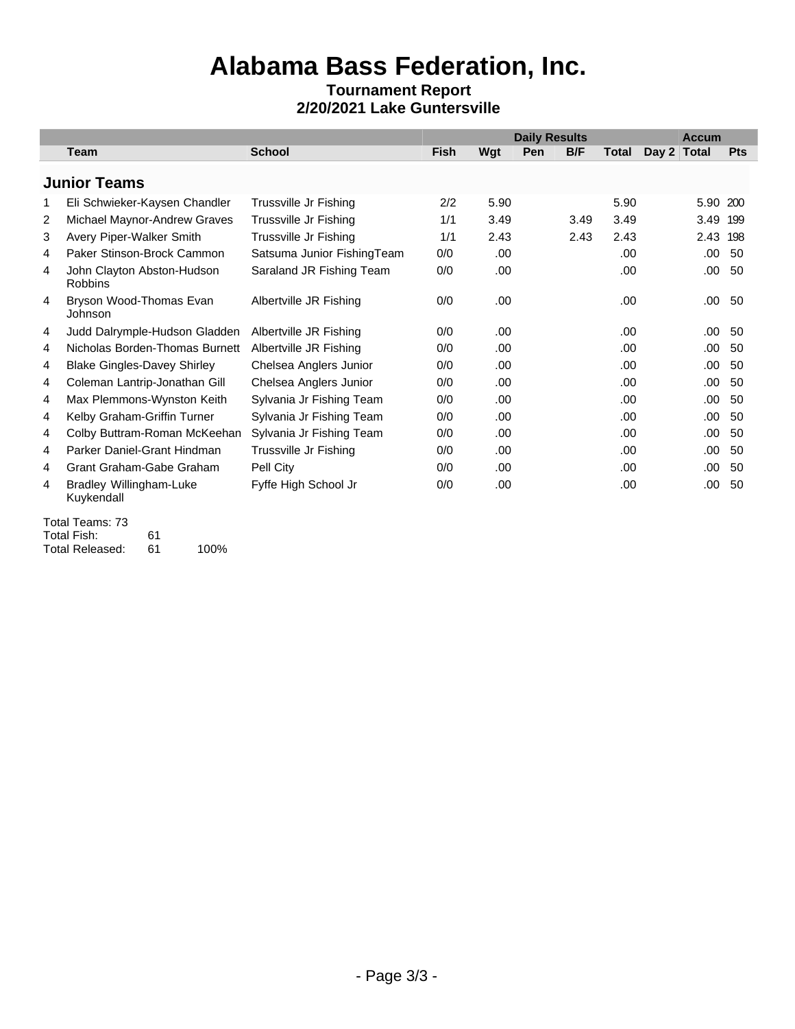# Alabama Bass Federation, Inc.

**Tournament Report**

**2/20/2021 Lake Guntersville**

| | | | Daily Results | | | | | | Accum | |
|---|---|---|---|---|---|---|---|---|---|---|
| | Team | School | Fish | Wgt | Pen | B/F | Total | Day 2 | Total | Pts |
| **Junior Teams** | | | | | | | | | | |
| 1 | Eli Schwieker-Kaysen Chandler | Trussville Jr Fishing | 2/2 | 5.90 | | | 5.90 | | 5.90 | 200 |
| 2 | Michael Maynor-Andrew Graves | Trussville Jr Fishing | 1/1 | 3.49 | | 3.49 | 3.49 | | 3.49 | 199 |
| 3 | Avery Piper-Walker Smith | Trussville Jr Fishing | 1/1 | 2.43 | | 2.43 | 2.43 | | 2.43 | 198 |
| 4 | Paker Stinson-Brock Cammon | Satsuma Junior FishingTeam | 0/0 | .00 | | | .00 | | .00 | 50 |
| 4 | John Clayton Abston-Hudson Robbins | Saraland JR Fishing Team | 0/0 | .00 | | | .00 | | .00 | 50 |
| 4 | Bryson Wood-Thomas Evan Johnson | Albertville JR Fishing | 0/0 | .00 | | | .00 | | .00 | 50 |
| 4 | Judd Dalrymple-Hudson Gladden | Albertville JR Fishing | 0/0 | .00 | | | .00 | | .00 | 50 |
| 4 | Nicholas Borden-Thomas Burnett | Albertville JR Fishing | 0/0 | .00 | | | .00 | | .00 | 50 |
| 4 | Blake Gingles-Davey Shirley | Chelsea Anglers Junior | 0/0 | .00 | | | .00 | | .00 | 50 |
| 4 | Coleman Lantrip-Jonathan Gill | Chelsea Anglers Junior | 0/0 | .00 | | | .00 | | .00 | 50 |
| 4 | Max Plemmons-Wynston Keith | Sylvania Jr Fishing Team | 0/0 | .00 | | | .00 | | .00 | 50 |
| 4 | Kelby Graham-Griffin Turner | Sylvania Jr Fishing Team | 0/0 | .00 | | | .00 | | .00 | 50 |
| 4 | Colby Buttram-Roman McKeehan | Sylvania Jr Fishing Team | 0/0 | .00 | | | .00 | | .00 | 50 |
| 4 | Parker Daniel-Grant Hindman | Trussville Jr Fishing | 0/0 | .00 | | | .00 | | .00 | 50 |
| 4 | Grant Graham-Gabe Graham | Pell City | 0/0 | .00 | | | .00 | | .00 | 50 |
| 4 | Bradley Willingham-Luke Kuykendall | Fyffe High School Jr | 0/0 | .00 | | | .00 | | .00 | 50 |

Total Teams: 73

Total Fish: 61

Total Released: 61 100%